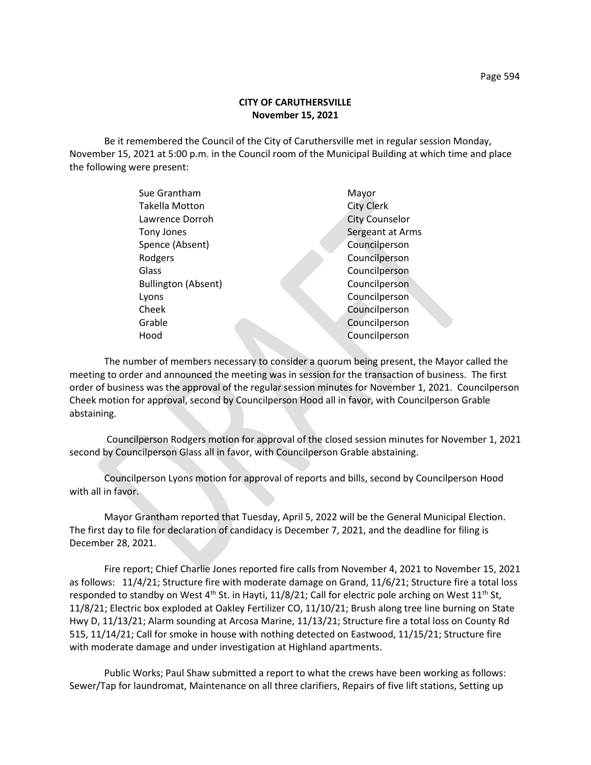**CITY OF CARUTHERSVILLE**
**November 15, 2021**

Be it remembered the Council of the City of Caruthersville met in regular session Monday, November 15, 2021 at 5:00 p.m. in the Council room of the Municipal Building at which time and place the following were present:

| | |
|---|---|
| Sue Grantham | Mayor |
| Takella Motton | City Clerk |
| Lawrence Dorroh | City Counselor |
| Tony Jones | Sergeant at Arms |
| Spence (Absent) | Councilperson |
| Rodgers | Councilperson |
| Glass | Councilperson |
| Bullington (Absent) | Councilperson |
| Lyons | Councilperson |
| Cheek | Councilperson |
| Grable | Councilperson |
| Hood | Councilperson |

The number of members necessary to consider a quorum being present, the Mayor called the meeting to order and announced the meeting was in session for the transaction of business. The first order of business was the approval of the regular session minutes for November 1, 2021. Councilperson Cheek motion for approval, second by Councilperson Hood all in favor, with Councilperson Grable abstaining.

Councilperson Rodgers motion for approval of the closed session minutes for November 1, 2021 second by Councilperson Glass all in favor, with Councilperson Grable abstaining.

Councilperson Lyons motion for approval of reports and bills, second by Councilperson Hood with all in favor.

Mayor Grantham reported that Tuesday, April 5, 2022 will be the General Municipal Election. The first day to file for declaration of candidacy is December 7, 2021, and the deadline for filing is December 28, 2021.

Fire report; Chief Charlie Jones reported fire calls from November 4, 2021 to November 15, 2021 as follows: 11/4/21; Structure fire with moderate damage on Grand, 11/6/21; Structure fire a total loss responded to standby on West 4th St. in Hayti, 11/8/21; Call for electric pole arching on West 11th St, 11/8/21; Electric box exploded at Oakley Fertilizer CO, 11/10/21; Brush along tree line burning on State Hwy D, 11/13/21; Alarm sounding at Arcosa Marine, 11/13/21; Structure fire a total loss on County Rd 515, 11/14/21; Call for smoke in house with nothing detected on Eastwood, 11/15/21; Structure fire with moderate damage and under investigation at Highland apartments.

Public Works; Paul Shaw submitted a report to what the crews have been working as follows: Sewer/Tap for laundromat, Maintenance on all three clarifiers, Repairs of five lift stations, Setting up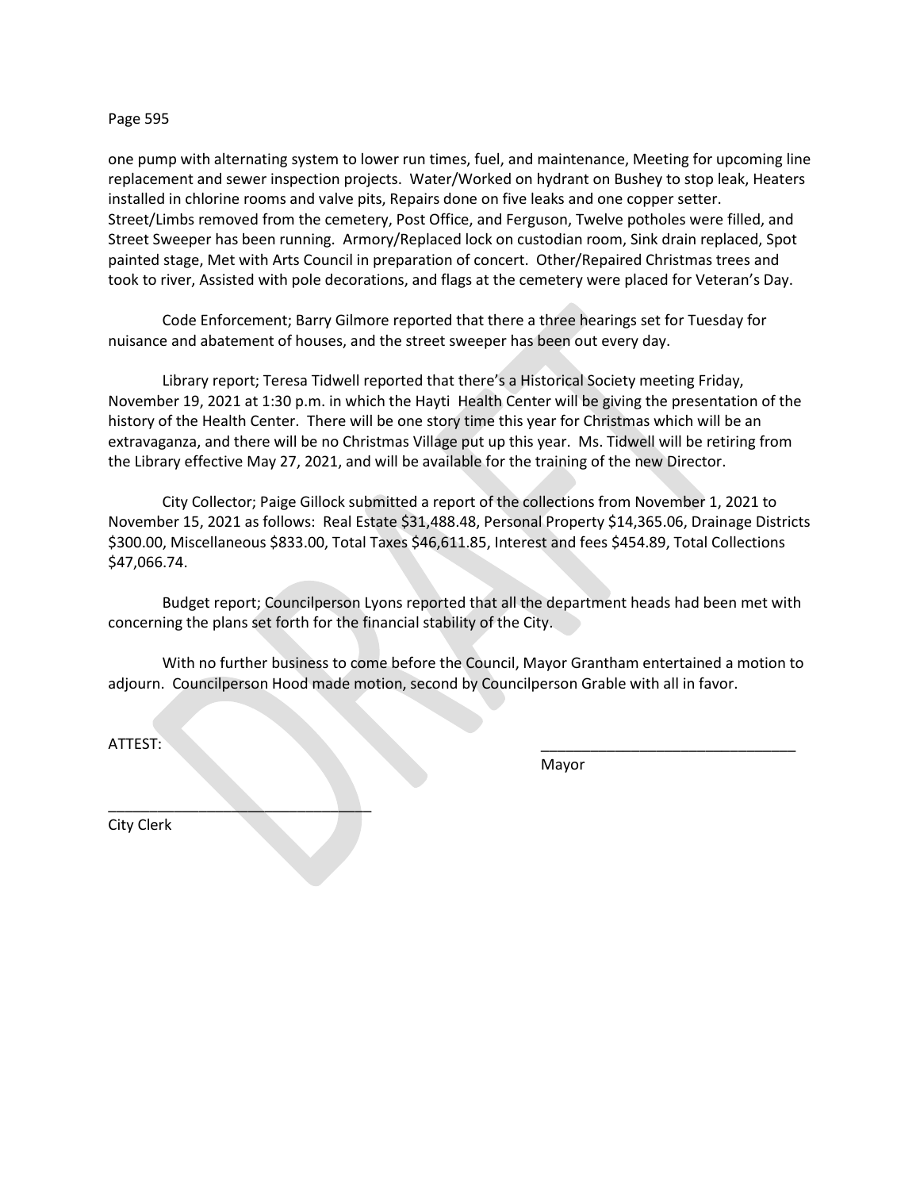one pump with alternating system to lower run times, fuel, and maintenance, Meeting for upcoming line replacement and sewer inspection projects. Water/Worked on hydrant on Bushey to stop leak, Heaters installed in chlorine rooms and valve pits, Repairs done on five leaks and one copper setter. Street/Limbs removed from the cemetery, Post Office, and Ferguson, Twelve potholes were filled, and Street Sweeper has been running. Armory/Replaced lock on custodian room, Sink drain replaced, Spot painted stage, Met with Arts Council in preparation of concert. Other/Repaired Christmas trees and took to river, Assisted with pole decorations, and flags at the cemetery were placed for Veteran's Day.

Code Enforcement; Barry Gilmore reported that there a three hearings set for Tuesday for nuisance and abatement of houses, and the street sweeper has been out every day.

Library report; Teresa Tidwell reported that there's a Historical Society meeting Friday, November 19, 2021 at 1:30 p.m. in which the Hayti Health Center will be giving the presentation of the history of the Health Center. There will be one story time this year for Christmas which will be an extravaganza, and there will be no Christmas Village put up this year. Ms. Tidwell will be retiring from the Library effective May 27, 2021, and will be available for the training of the new Director.

City Collector; Paige Gillock submitted a report of the collections from November 1, 2021 to November 15, 2021 as follows: Real Estate $31,488.48, Personal Property $14,365.06, Drainage Districts $300.00, Miscellaneous $833.00, Total Taxes $46,611.85, Interest and fees $454.89, Total Collections $47,066.74.

Budget report; Councilperson Lyons reported that all the department heads had been met with concerning the plans set forth for the financial stability of the City.

With no further business to come before the Council, Mayor Grantham entertained a motion to adjourn. Councilperson Hood made motion, second by Councilperson Grable with all in favor.

ATTEST: _______________________________

Mayor

_______________________________

City Clerk